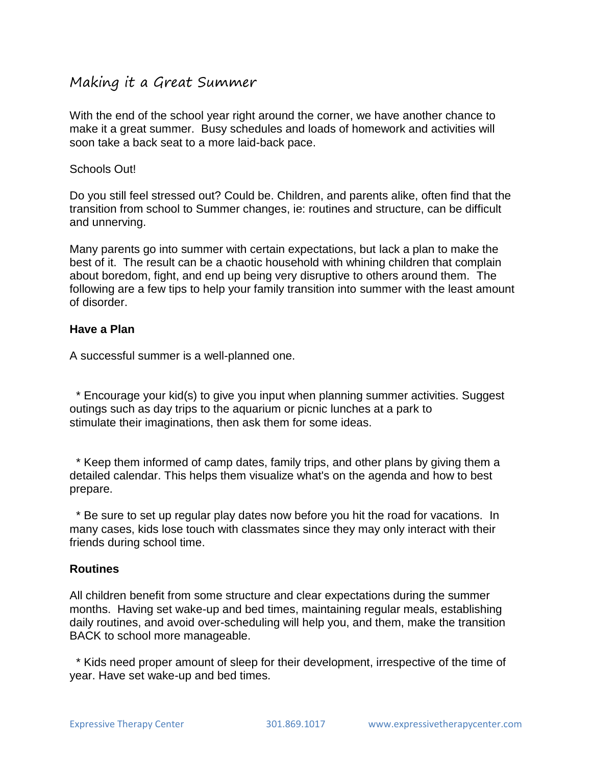# Making it a Great Summer

With the end of the school year right around the corner, we have another chance to make it a great summer. Busy schedules and loads of homework and activities will soon take a back seat to a more laid-back pace.

Schools Out!

Do you still feel stressed out? Could be. Children, and parents alike, often find that the transition from school to Summer changes, ie: routines and structure, can be difficult and unnerving.

Many parents go into summer with certain expectations, but lack a plan to make the best of it. The result can be a chaotic household with whining children that complain about boredom, fight, and end up being very disruptive to others around them. The following are a few tips to help your family transition into summer with the least amount of disorder.

**Have a Plan**

A successful summer is a well-planned one.

* Encourage your kid(s) to give you input when planning summer activities. Suggest outings such as day trips to the aquarium or picnic lunches at a park to stimulate their imaginations, then ask them for some ideas.

* Keep them informed of camp dates, family trips, and other plans by giving them a detailed calendar. This helps them visualize what's on the agenda and how to best prepare.

* Be sure to set up regular play dates now before you hit the road for vacations. In many cases, kids lose touch with classmates since they may only interact with their friends during school time.

**Routines**

All children benefit from some structure and clear expectations during the summer months. Having set wake-up and bed times, maintaining regular meals, establishing daily routines, and avoid over-scheduling will help you, and them, make the transition BACK to school more manageable.

* Kids need proper amount of sleep for their development, irrespective of the time of year. Have set wake-up and bed times.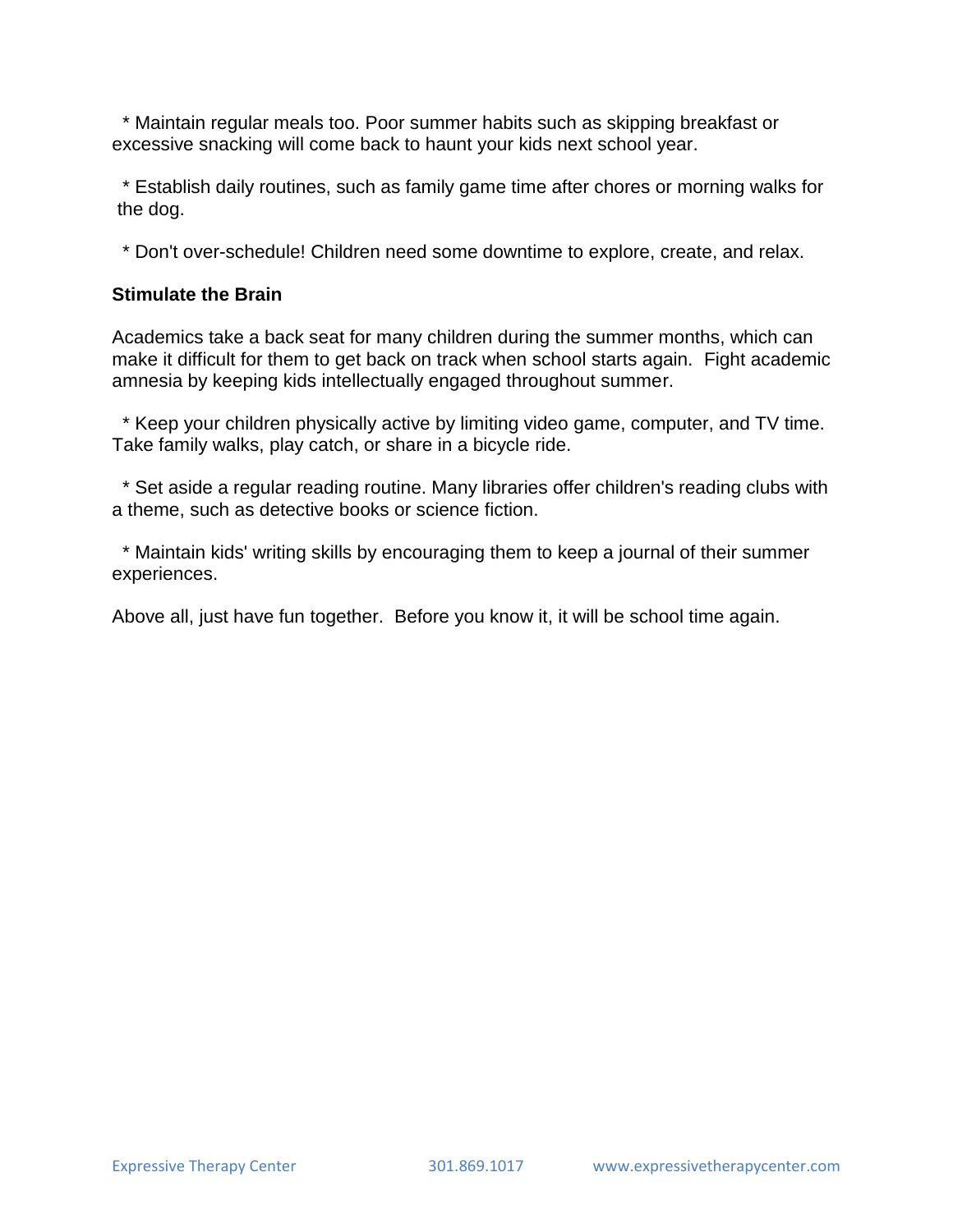* Maintain regular meals too. Poor summer habits such as skipping breakfast or excessive snacking will come back to haunt your kids next school year.

* Establish daily routines, such as family game time after chores or morning walks for the dog.

* Don't over-schedule! Children need some downtime to explore, create, and relax.

**Stimulate the Brain**

Academics take a back seat for many children during the summer months, which can make it difficult for them to get back on track when school starts again. Fight academic amnesia by keeping kids intellectually engaged throughout summer.

* Keep your children physically active by limiting video game, computer, and TV time. Take family walks, play catch, or share in a bicycle ride.

* Set aside a regular reading routine. Many libraries offer children's reading clubs with a theme, such as detective books or science fiction.

* Maintain kids' writing skills by encouraging them to keep a journal of their summer experiences.

Above all, just have fun together. Before you know it, it will be school time again.